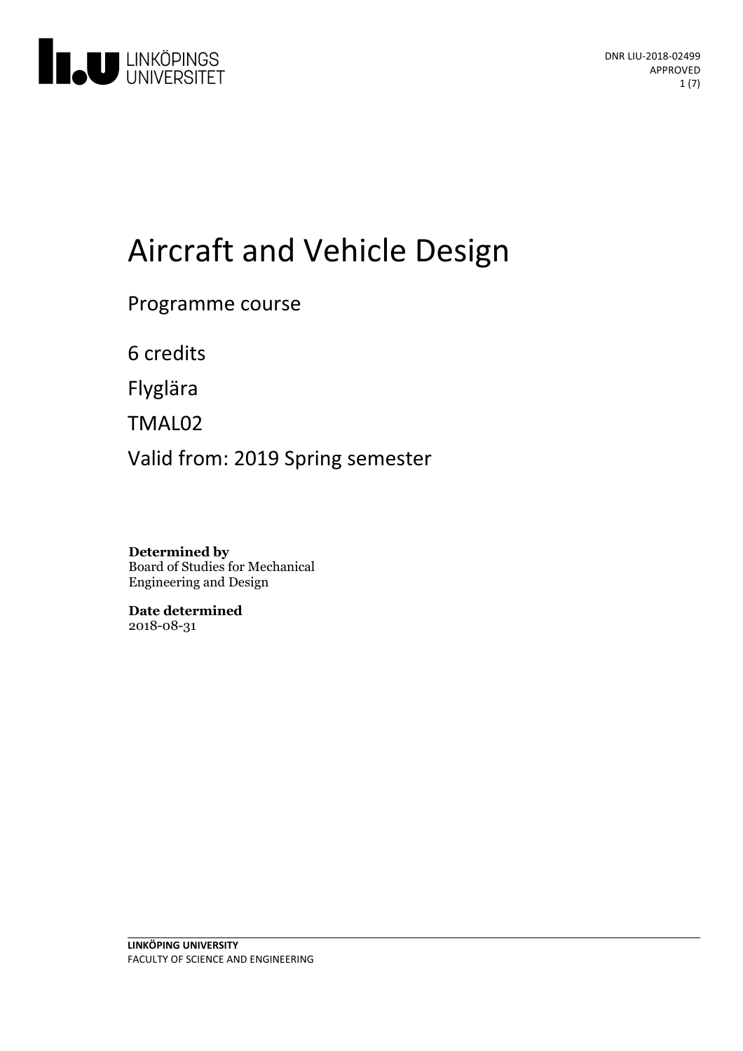DNR LIU-2018-02499
APPROVED

# Aircraft and Vehicle Design

Programme course

6 credits

Flyglära

TMAL02

Valid from: 2019 Spring semester

**Determined by**
Board of Studies for Mechanical Engineering and Design

**Date determined**
2018-08-31

**LINKÖPING UNIVERSITY**
FACULTY OF SCIENCE AND ENGINEERING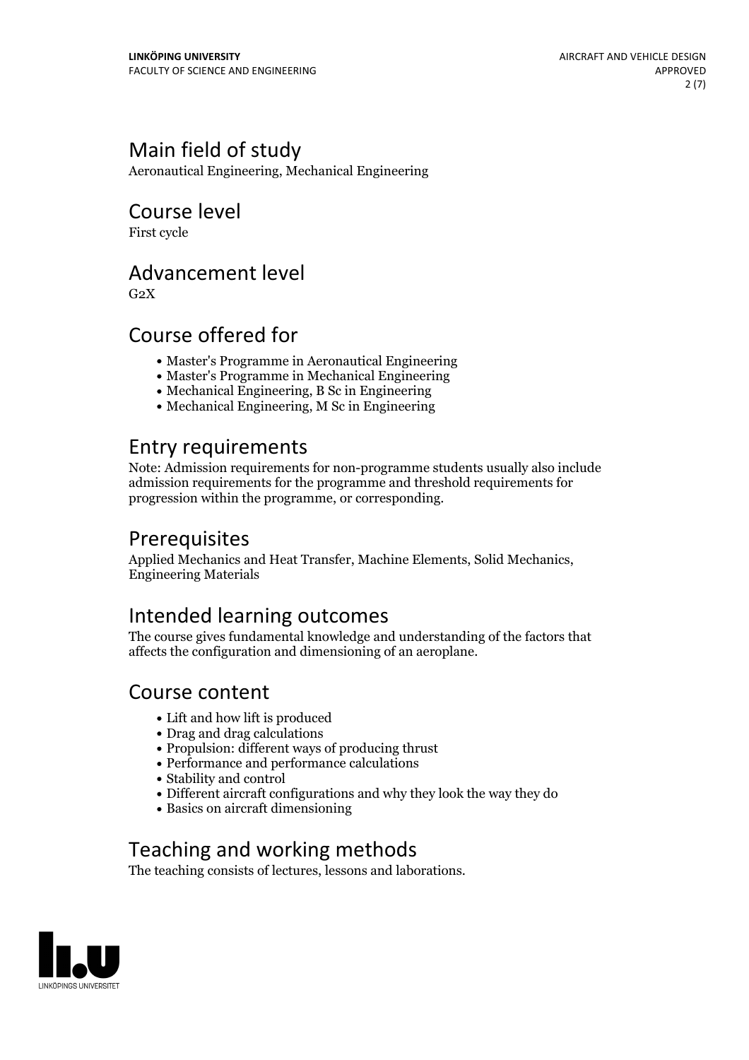## Main field of study

Aeronautical Engineering, Mechanical Engineering

## Course level

First cycle

## Advancement level

G2X

## Course offered for

- Master's Programme in Aeronautical Engineering
- Master's Programme in Mechanical Engineering
- Mechanical Engineering, B Sc in Engineering
- Mechanical Engineering, M Sc in Engineering

## Entry requirements

Note: Admission requirements for non-programme students usually also include admission requirements for the programme and threshold requirements for progression within the programme, or corresponding.

## Prerequisites

Applied Mechanics and Heat Transfer, Machine Elements, Solid Mechanics, Engineering Materials

## Intended learning outcomes

The course gives fundamental knowledge and understanding of the factors that affects the configuration and dimensioning of an aeroplane.

## Course content

- Lift and how lift is produced
- Drag and drag calculations
- Propulsion: different ways of producing thrust
- Performance and performance calculations
- Stability and control
- Different aircraft configurations and why they look the way they do
- Basics on aircraft dimensioning

## Teaching and working methods

The teaching consists of lectures, lessons and laborations.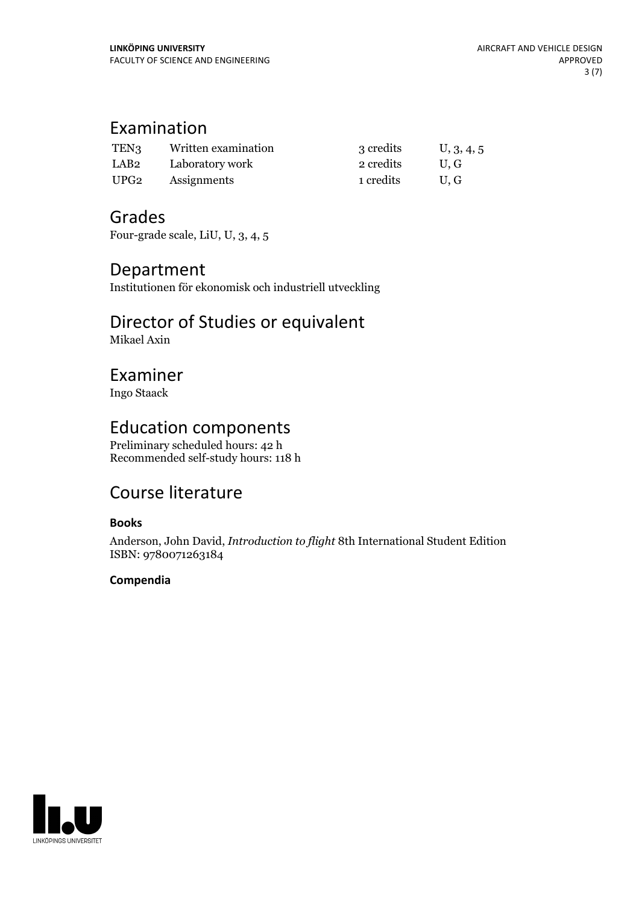## Examination

| | | | |
|---|---|---|---|
| TEN3 | Written examination | 3 credits | U, 3, 4, 5 |
| LAB2 | Laboratory work | 2 credits | U, G |
| UPG2 | Assignments | 1 credits | U, G |

## Grades

Four-grade scale, LiU, U, 3, 4, 5

## Department

Institutionen för ekonomisk och industriell utveckling

## Director of Studies or equivalent

Mikael Axin

## Examiner

Ingo Staack

## Education components

Preliminary scheduled hours: 42 h
Recommended self-study hours: 118 h

## Course literature

### Books

Anderson, John David, *Introduction to flight* 8th International Student Edition
ISBN: 9780071263184

### Compendia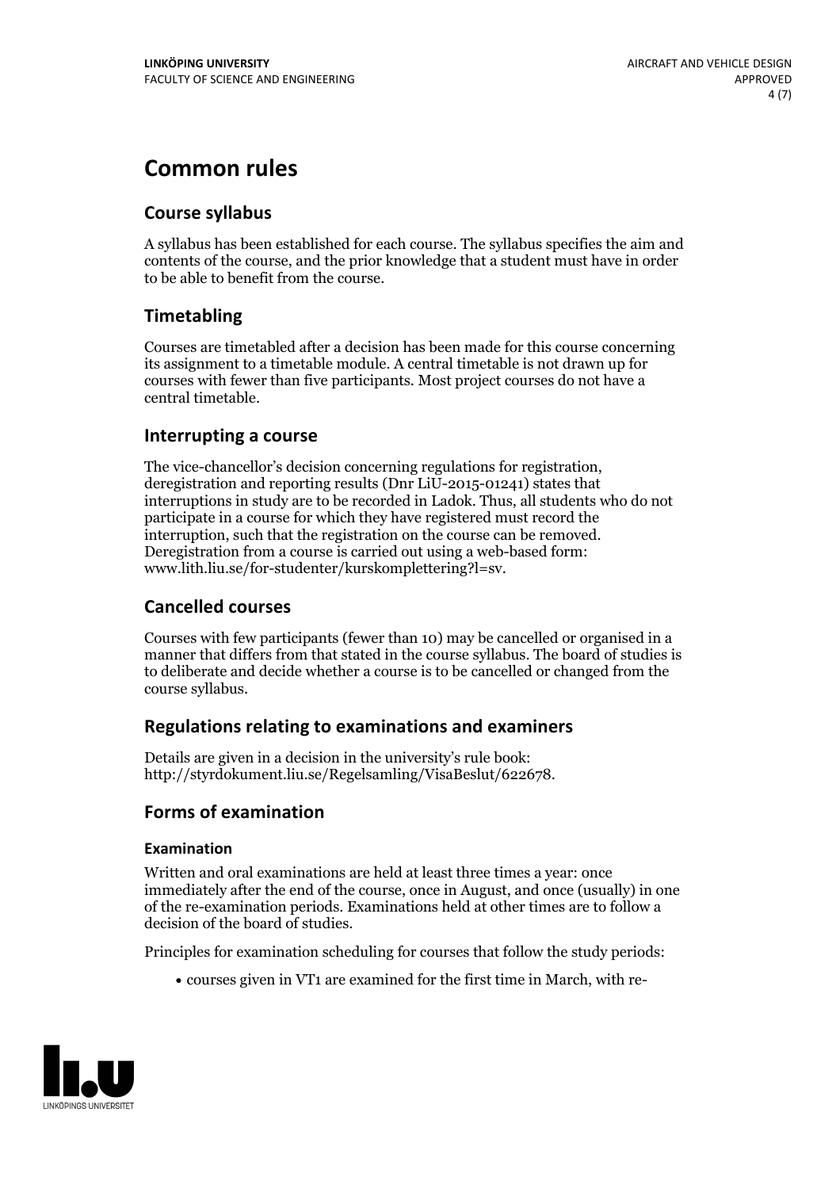# Common rules

## Course syllabus

A syllabus has been established for each course. The syllabus specifies the aim and contents of the course, and the prior knowledge that a student must have in order to be able to benefit from the course.

## Timetabling

Courses are timetabled after a decision has been made for this course concerning its assignment to a timetable module. A central timetable is not drawn up for courses with fewer than five participants. Most project courses do not have a central timetable.

## Interrupting a course

The vice-chancellor's decision concerning regulations for registration, deregistration and reporting results (Dnr LiU-2015-01241) states that interruptions in study are to be recorded in Ladok. Thus, all students who do not participate in a course for which they have registered must record the interruption, such that the registration on the course can be removed. Deregistration from a course is carried out using a web-based form: www.lith.liu.se/for-studenter/kurskomplettering?l=sv.

## Cancelled courses

Courses with few participants (fewer than 10) may be cancelled or organised in a manner that differs from that stated in the course syllabus. The board of studies is to deliberate and decide whether a course is to be cancelled or changed from the course syllabus.

## Regulations relating to examinations and examiners

Details are given in a decision in the university's rule book: http://styrdokument.liu.se/Regelsamling/VisaBeslut/622678.

## Forms of examination

### Examination

Written and oral examinations are held at least three times a year: once immediately after the end of the course, once in August, and once (usually) in one of the re-examination periods. Examinations held at other times are to follow a decision of the board of studies.

Principles for examination scheduling for courses that follow the study periods:

- courses given in VT1 are examined for the first time in March, with re-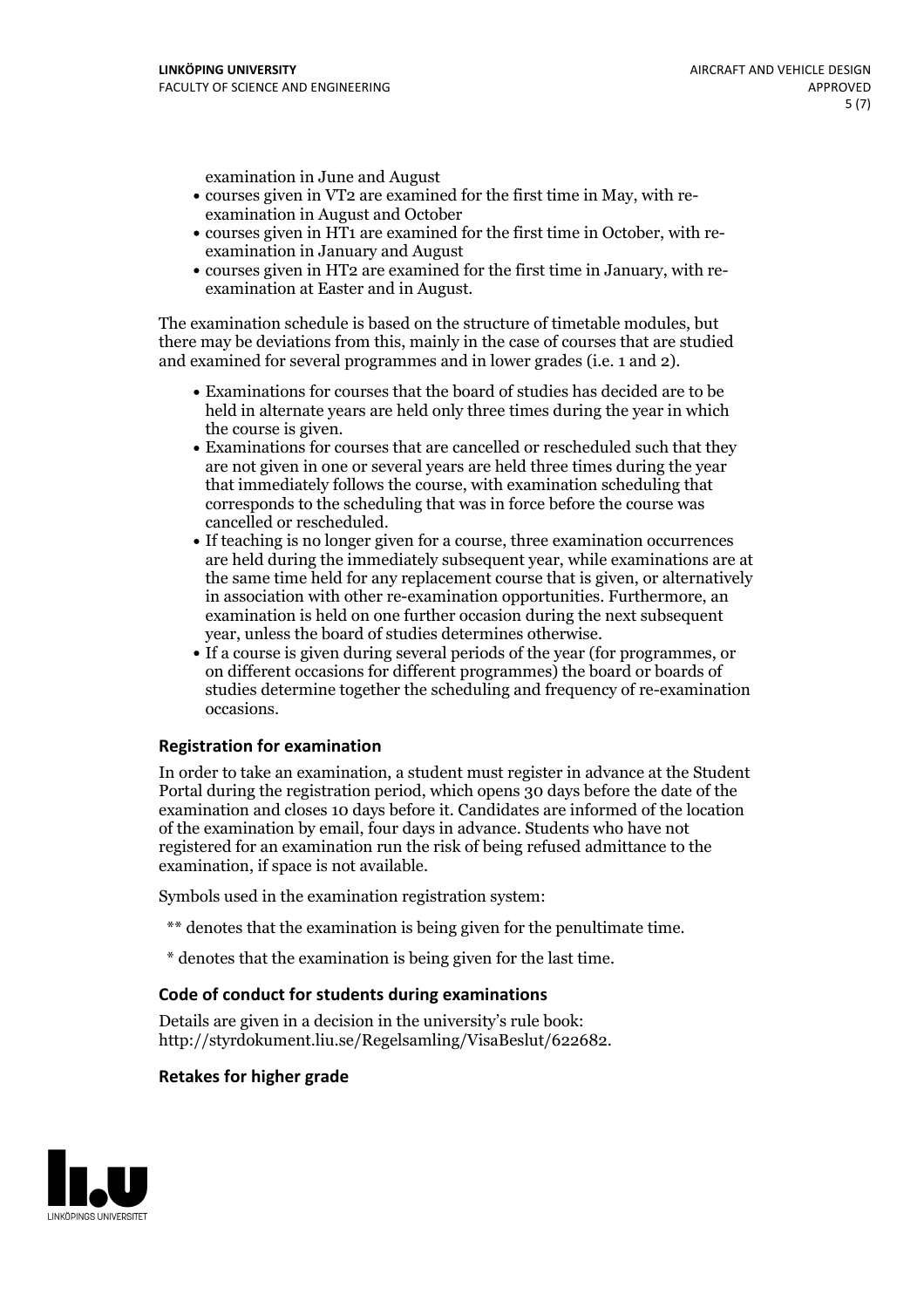examination in June and August

- courses given in VT2 are examined for the first time in May, with re-examination in August and October
- courses given in HT1 are examined for the first time in October, with re-examination in January and August
- courses given in HT2 are examined for the first time in January, with re-examination at Easter and in August.

The examination schedule is based on the structure of timetable modules, but there may be deviations from this, mainly in the case of courses that are studied and examined for several programmes and in lower grades (i.e. 1 and 2).

- Examinations for courses that the board of studies has decided are to be held in alternate years are held only three times during the year in which the course is given.
- Examinations for courses that are cancelled or rescheduled such that they are not given in one or several years are held three times during the year that immediately follows the course, with examination scheduling that corresponds to the scheduling that was in force before the course was cancelled or rescheduled.
- If teaching is no longer given for a course, three examination occurrences are held during the immediately subsequent year, while examinations are at the same time held for any replacement course that is given, or alternatively in association with other re-examination opportunities. Furthermore, an examination is held on one further occasion during the next subsequent year, unless the board of studies determines otherwise.
- If a course is given during several periods of the year (for programmes, or on different occasions for different programmes) the board or boards of studies determine together the scheduling and frequency of re-examination occasions.

### Registration for examination

In order to take an examination, a student must register in advance at the Student Portal during the registration period, which opens 30 days before the date of the examination and closes 10 days before it. Candidates are informed of the location of the examination by email, four days in advance. Students who have not registered for an examination run the risk of being refused admittance to the examination, if space is not available.

Symbols used in the examination registration system:

** denotes that the examination is being given for the penultimate time.

* denotes that the examination is being given for the last time.

### Code of conduct for students during examinations

Details are given in a decision in the university's rule book: http://styrdokument.liu.se/Regelsamling/VisaBeslut/622682.

### Retakes for higher grade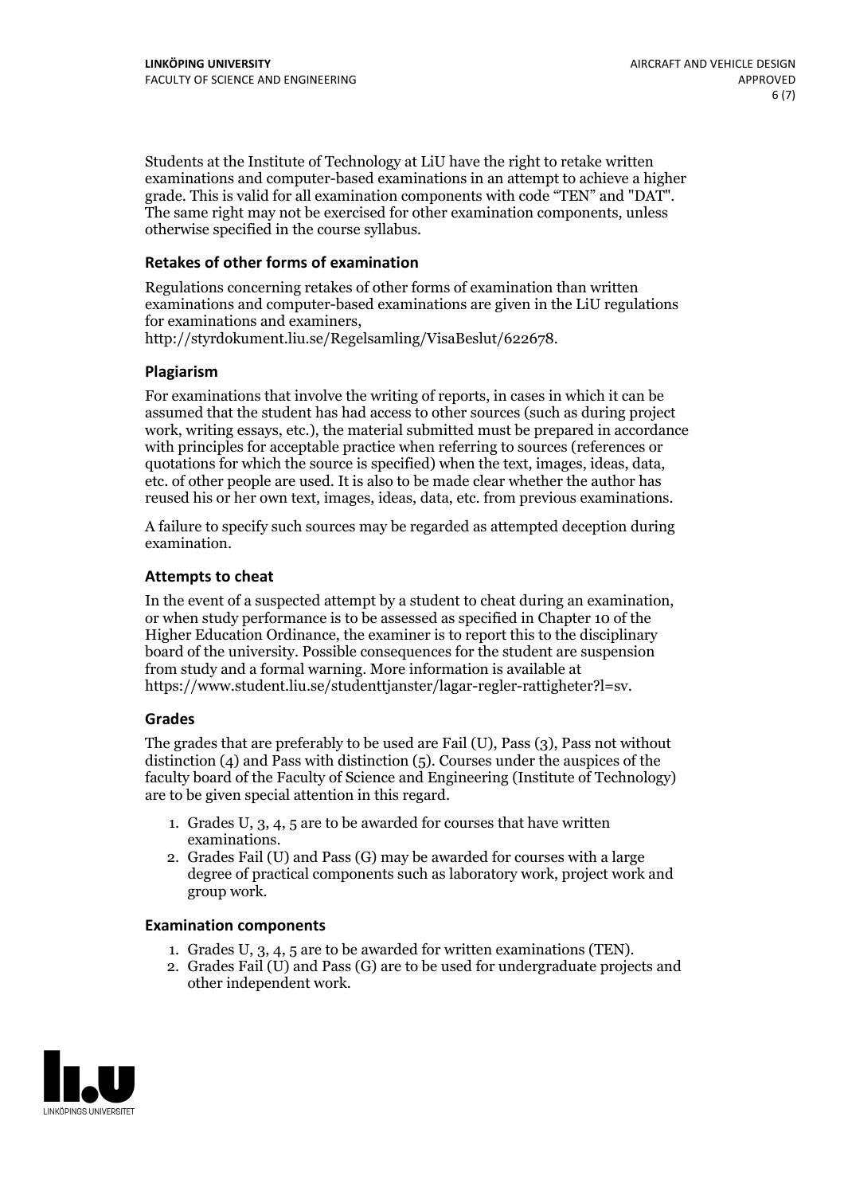Students at the Institute of Technology at LiU have the right to retake written examinations and computer-based examinations in an attempt to achieve a higher grade. This is valid for all examination components with code "TEN" and "DAT". The same right may not be exercised for other examination components, unless otherwise specified in the course syllabus.

### Retakes of other forms of examination

Regulations concerning retakes of other forms of examination than written examinations and computer-based examinations are given in the LiU regulations for examinations and examiners, http://styrdokument.liu.se/Regelsamling/VisaBeslut/622678.

### Plagiarism

For examinations that involve the writing of reports, in cases in which it can be assumed that the student has had access to other sources (such as during project work, writing essays, etc.), the material submitted must be prepared in accordance with principles for acceptable practice when referring to sources (references or quotations for which the source is specified) when the text, images, ideas, data, etc. of other people are used. It is also to be made clear whether the author has reused his or her own text, images, ideas, data, etc. from previous examinations.

A failure to specify such sources may be regarded as attempted deception during examination.

### Attempts to cheat

In the event of a suspected attempt by a student to cheat during an examination, or when study performance is to be assessed as specified in Chapter 10 of the Higher Education Ordinance, the examiner is to report this to the disciplinary board of the university. Possible consequences for the student are suspension from study and a formal warning. More information is available at https://www.student.liu.se/studenttjanster/lagar-regler-rattigheter?l=sv.

### Grades

The grades that are preferably to be used are Fail (U), Pass (3), Pass not without distinction (4) and Pass with distinction (5). Courses under the auspices of the faculty board of the Faculty of Science and Engineering (Institute of Technology) are to be given special attention in this regard.

1. Grades U, 3, 4, 5 are to be awarded for courses that have written examinations.
2. Grades Fail (U) and Pass (G) may be awarded for courses with a large degree of practical components such as laboratory work, project work and group work.

### Examination components

1. Grades U, 3, 4, 5 are to be awarded for written examinations (TEN).
2. Grades Fail (U) and Pass (G) are to be used for undergraduate projects and other independent work.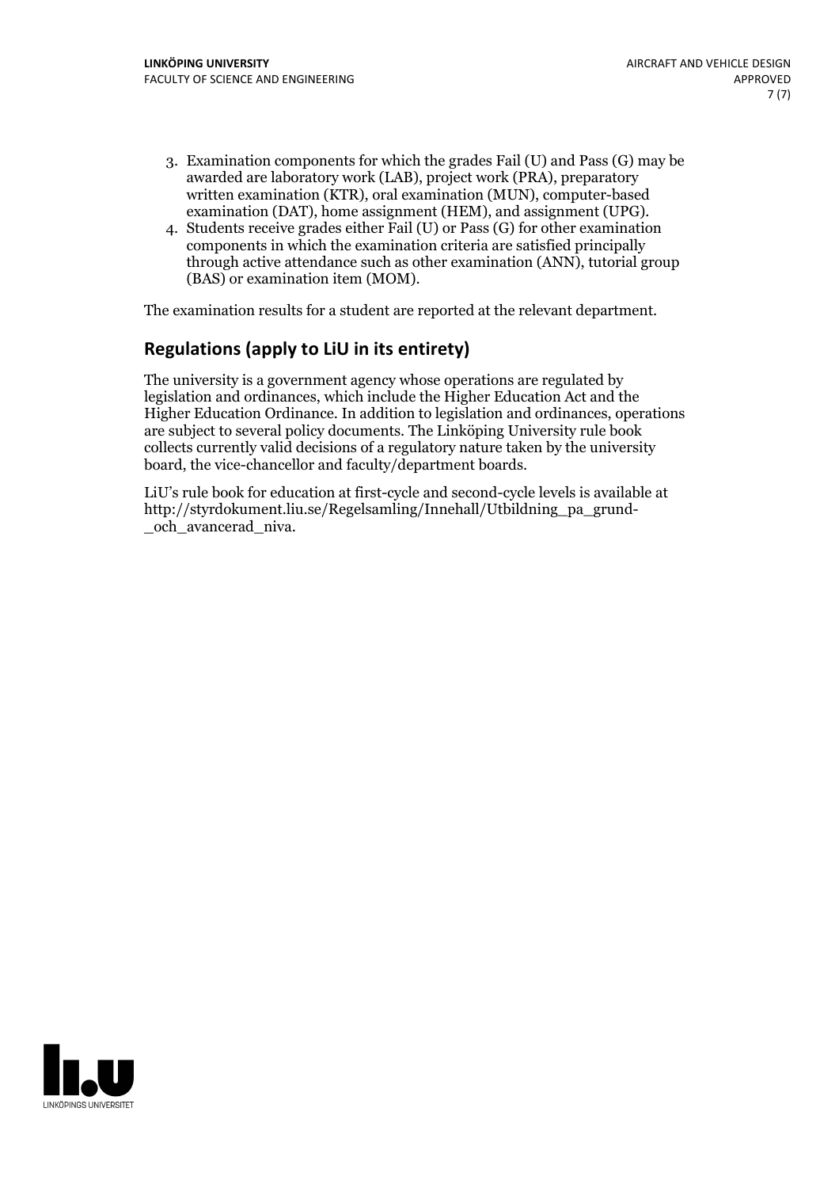3. Examination components for which the grades Fail (U) and Pass (G) may be awarded are laboratory work (LAB), project work (PRA), preparatory written examination (KTR), oral examination (MUN), computer-based examination (DAT), home assignment (HEM), and assignment (UPG).
4. Students receive grades either Fail (U) or Pass (G) for other examination components in which the examination criteria are satisfied principally through active attendance such as other examination (ANN), tutorial group (BAS) or examination item (MOM).

The examination results for a student are reported at the relevant department.

## Regulations (apply to LiU in its entirety)

The university is a government agency whose operations are regulated by legislation and ordinances, which include the Higher Education Act and the Higher Education Ordinance. In addition to legislation and ordinances, operations are subject to several policy documents. The Linköping University rule book collects currently valid decisions of a regulatory nature taken by the university board, the vice-chancellor and faculty/department boards.

LiU's rule book for education at first-cycle and second-cycle levels is available at http://styrdokument.liu.se/Regelsamling/Innehall/Utbildning_pa_grund-_och_avancerad_niva.